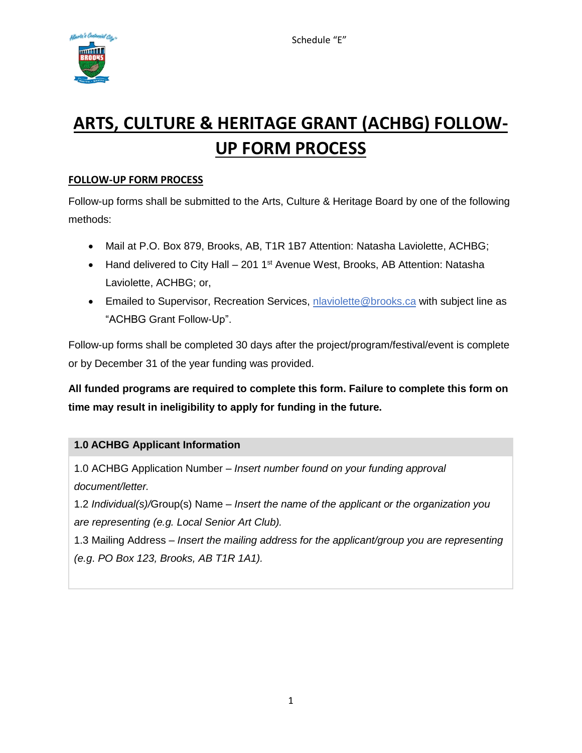Schedule "E"

# ARTS, CULTURE & HERITAGE GRANT (ACHBG) FOLLOW-UP FORM PROCESS

## FOLLOW-UP FORM PROCESS

Follow-up forms shall be submitted to the Arts, Culture & Heritage Board by one of the following methods:

- Mail at P.O. Box 879, Brooks, AB, T1R 1B7 Attention: Natasha Laviolette, ACHBG;
- Hand delivered to City Hall – 201 1st Avenue West, Brooks, AB Attention: Natasha Laviolette, ACHBG; or,
- Emailed to Supervisor, Recreation Services, nlaviolette@brooks.ca with subject line as "ACHBG Grant Follow-Up".

Follow-up forms shall be completed 30 days after the project/program/festival/event is complete or by December 31 of the year funding was provided.

**All funded programs are required to complete this form. Failure to complete this form on time may result in ineligibility to apply for funding in the future.**

| **1.0 ACHBG Applicant Information** |
| --- |
| 1.0 ACHBG Application Number – *Insert number found on your funding approval document/letter.*<br>1.2 *Individual(s)/*Group(s) Name – *Insert the name of the applicant or the organization you are representing (e.g. Local Senior Art Club).*<br>1.3 Mailing Address – *Insert the mailing address for the applicant/group you are representing (e.g. PO Box 123, Brooks, AB T1R 1A1).* |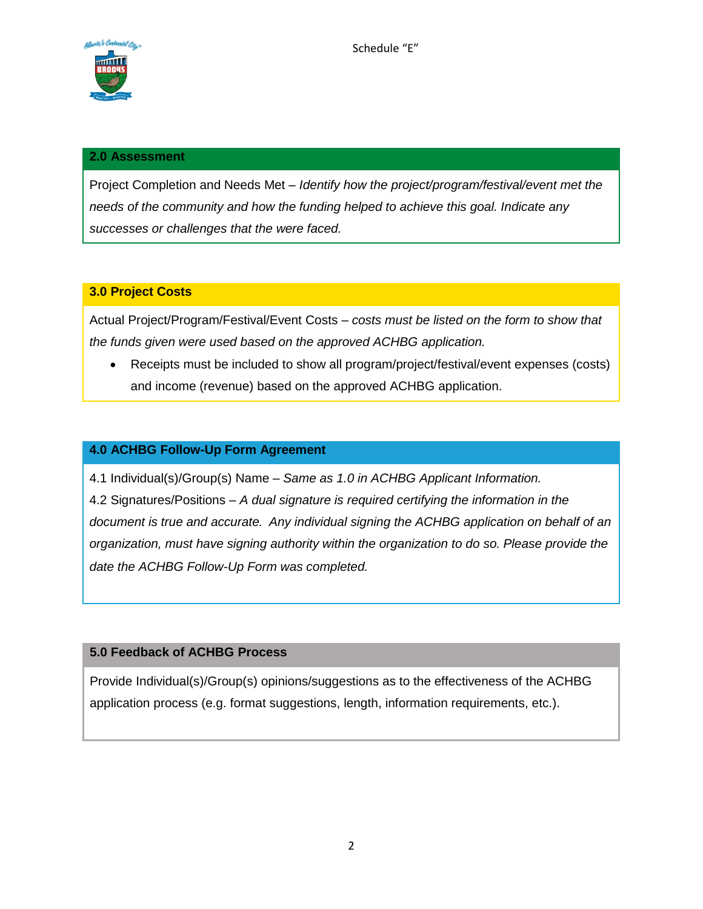Schedule "E"

## 2.0 Assessment

Project Completion and Needs Met – *Identify how the project/program/festival/event met the needs of the community and how the funding helped to achieve this goal. Indicate any successes or challenges that the were faced.*

## 3.0 Project Costs

Actual Project/Program/Festival/Event Costs – *costs must be listed on the form to show that the funds given were used based on the approved ACHBG application.*

- Receipts must be included to show all program/project/festival/event expenses (costs) and income (revenue) based on the approved ACHBG application.

## 4.0 ACHBG Follow-Up Form Agreement

4.1 Individual(s)/Group(s) Name – *Same as 1.0 in ACHBG Applicant Information.*

4.2 Signatures/Positions – *A dual signature is required certifying the information in the document is true and accurate. Any individual signing the ACHBG application on behalf of an organization, must have signing authority within the organization to do so. Please provide the date the ACHBG Follow-Up Form was completed.*

## 5.0 Feedback of ACHBG Process

Provide Individual(s)/Group(s) opinions/suggestions as to the effectiveness of the ACHBG application process (e.g. format suggestions, length, information requirements, etc.).